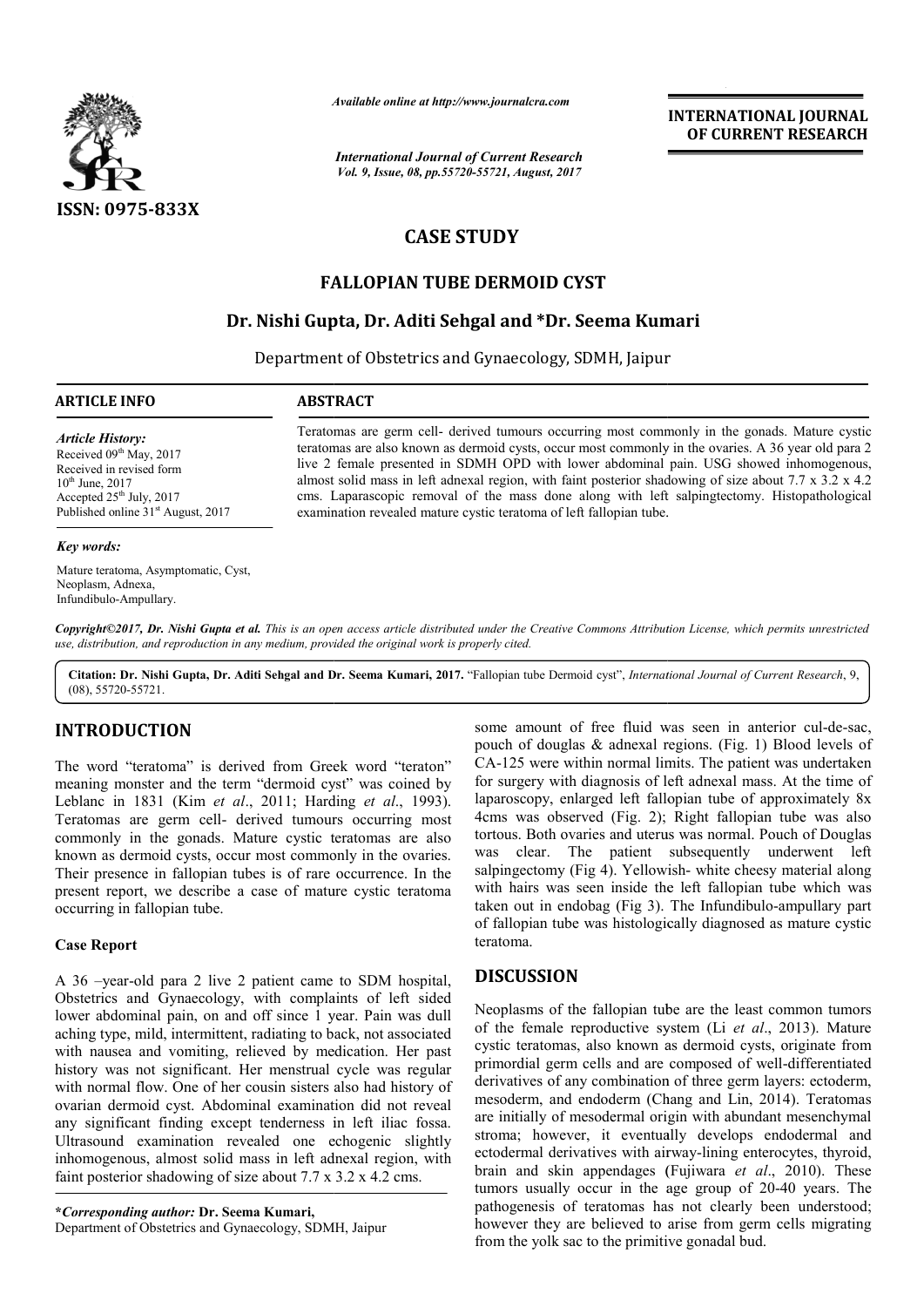ISSN: 0975-833X

*Available online at http://www.journalcra.com*

*International Journal of Current Research*
*Vol. 9, Issue, 08, pp.55720-55721, August, 2017*

**INTERNATIONAL JOURNAL OF CURRENT RESEARCH**

# CASE STUDY

## FALLOPIAN TUBE DERMOID CYST

**Dr. Nishi Gupta, Dr. Aditi Sehgal and *Dr. Seema Kumari**

Department of Obstetrics and Gynaecology, SDMH, Jaipur

### ARTICLE INFO

*Article History:*
Received 09th May, 2017
Received in revised form
10th June, 2017
Accepted 25th July, 2017
Published online 31st August, 2017

*Key words:*
Mature teratoma, Asymptomatic, Cyst, Neoplasm, Adnexa, Infundibulo-Ampullary.

### ABSTRACT

Teratomas are germ cell- derived tumours occurring most commonly in the gonads. Mature cystic teratomas are also known as dermoid cysts, occur most commonly in the ovaries. A 36 year old para 2 live 2 female presented in SDMH OPD with lower abdominal pain. USG showed inhomogenous, almost solid mass in left adnexal region, with faint posterior shadowing of size about 7.7 x 3.2 x 4.2 cms. Laparascopic removal of the mass done along with left salpingtectomy. Histopathological examination revealed mature cystic teratoma of left fallopian tube.

*Copyright©2017, Dr. Nishi Gupta et al. This is an open access article distributed under the Creative Commons Attribution License, which permits unrestricted use, distribution, and reproduction in any medium, provided the original work is properly cited.*

**Citation: Dr. Nishi Gupta, Dr. Aditi Sehgal and Dr. Seema Kumari, 2017.** "Fallopian tube Dermoid cyst", *International Journal of Current Research*, 9, (08), 55720-55721.

## INTRODUCTION

The word "teratoma" is derived from Greek word "teraton" meaning monster and the term "dermoid cyst" was coined by Leblanc in 1831 (Kim *et al*., 2011; Harding *et al*., 1993). Teratomas are germ cell- derived tumours occurring most commonly in the gonads. Mature cystic teratomas are also known as dermoid cysts, occur most commonly in the ovaries. Their presence in fallopian tubes is of rare occurrence. In the present report, we describe a case of mature cystic teratoma occurring in fallopian tube.

### Case Report

A 36 –year-old para 2 live 2 patient came to SDM hospital, Obstetrics and Gynaecology, with complaints of left sided lower abdominal pain, on and off since 1 year. Pain was dull aching type, mild, intermittent, radiating to back, not associated with nausea and vomiting, relieved by medication. Her past history was not significant. Her menstrual cycle was regular with normal flow. One of her cousin sisters also had history of ovarian dermoid cyst. Abdominal examination did not reveal any significant finding except tenderness in left iliac fossa. Ultrasound examination revealed one echogenic slightly inhomogenous, almost solid mass in left adnexal region, with faint posterior shadowing of size about 7.7 x 3.2 x 4.2 cms.

some amount of free fluid was seen in anterior cul-de-sac, pouch of douglas & adnexal regions. (Fig. 1) Blood levels of CA-125 were within normal limits. The patient was undertaken for surgery with diagnosis of left adnexal mass. At the time of laparoscopy, enlarged left fallopian tube of approximately 8x 4cms was observed (Fig. 2); Right fallopian tube was also tortous. Both ovaries and uterus was normal. Pouch of Douglas was clear. The patient subsequently underwent left salpingectomy (Fig 4). Yellowish- white cheesy material along with hairs was seen inside the left fallopian tube which was taken out in endobag (Fig 3). The Infundibulo-ampullary part of fallopian tube was histologically diagnosed as mature cystic teratoma.

## DISCUSSION

Neoplasms of the fallopian tube are the least common tumors of the female reproductive system (Li *et al*., 2013). Mature cystic teratomas, also known as dermoid cysts, originate from primordial germ cells and are composed of well-differentiated derivatives of any combination of three germ layers: ectoderm, mesoderm, and endoderm (Chang and Lin, 2014). Teratomas are initially of mesodermal origin with abundant mesenchymal stroma; however, it eventually develops endodermal and ectodermal derivatives with airway-lining enterocytes, thyroid, brain and skin appendages (Fujiwara *et al*., 2010). These tumors usually occur in the age group of 20-40 years. The pathogenesis of teratomas has not clearly been understood; however they are believed to arise from germ cells migrating from the yolk sac to the primitive gonadal bud.

***Corresponding author:* Dr. Seema Kumari,**
Department of Obstetrics and Gynaecology, SDMH, Jaipur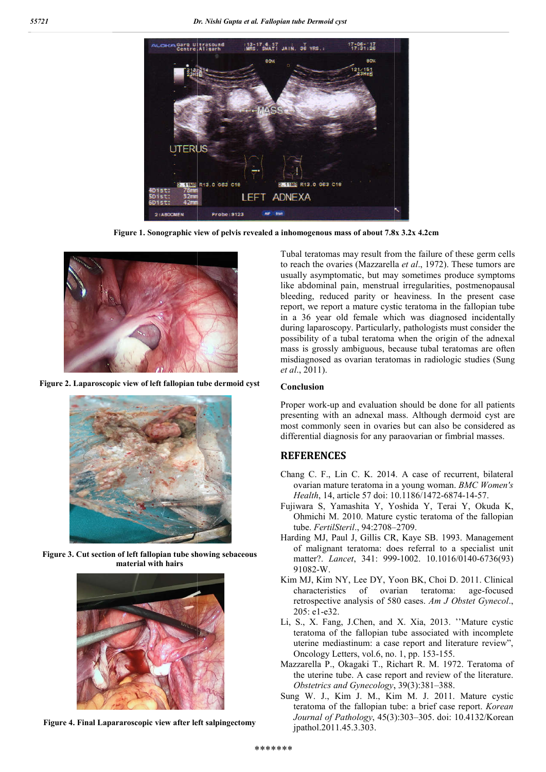Figure 1. Sonographic view of pelvis revealed a inhomogenous mass of about 7.8x 3.2x 4.2cm

Figure 2. Laparoscopic view of left fallopian tube dermoid cyst

Figure 3. Cut section of left fallopian tube showing sebaceous material with hairs

Figure 4. Final Lapararoscopic view after left salpingectomy

Tubal teratomas may result from the failure of these germ cells to reach the ovaries (Mazzarella *et al*., 1972). These tumors are usually asymptomatic, but may sometimes produce symptoms like abdominal pain, menstrual irregularities, postmenopausal bleeding, reduced parity or heaviness. In the present case report, we report a mature cystic teratoma in the fallopian tube in a 36 year old female which was diagnosed incidentally during laparoscopy. Particularly, pathologists must consider the possibility of a tubal teratoma when the origin of the adnexal mass is grossly ambiguous, because tubal teratomas are often misdiagnosed as ovarian teratomas in radiologic studies (Sung *et al*., 2011).

### Conclusion

Proper work-up and evaluation should be done for all patients presenting with an adnexal mass. Although dermoid cyst are most commonly seen in ovaries but can also be considered as differential diagnosis for any paraovarian or fimbrial masses.

## REFERENCES

Chang C. F., Lin C. K. 2014. A case of recurrent, bilateral ovarian mature teratoma in a young woman. *BMC Women's Health*, 14, article 57 doi: 10.1186/1472-6874-14-57.

Fujiwara S, Yamashita Y, Yoshida Y, Terai Y, Okuda K, Ohmichi M. 2010. Mature cystic teratoma of the fallopian tube. *FertilSteril*., 94:2708–2709.

Harding MJ, Paul J, Gillis CR, Kaye SB. 1993. Management of malignant teratoma: does referral to a specialist unit matter?. *Lancet*, 341: 999-1002. 10.1016/0140-6736(93) 91082-W.

Kim MJ, Kim NY, Lee DY, Yoon BK, Choi D. 2011. Clinical characteristics of ovarian teratoma: age-focused retrospective analysis of 580 cases. *Am J Obstet Gynecol*., 205: e1-e32.

Li, S., X. Fang, J.Chen, and X. Xia, 2013. ''Mature cystic teratoma of the fallopian tube associated with incomplete uterine mediastinum: a case report and literature review", Oncology Letters, vol.6, no. 1, pp. 153-155.

Mazzarella P., Okagaki T., Richart R. M. 1972. Teratoma of the uterine tube. A case report and review of the literature. *Obstetrics and Gynecology*, 39(3):381–388.

Sung W. J., Kim J. M., Kim M. J. 2011. Mature cystic teratoma of the fallopian tube: a brief case report. *Korean Journal of Pathology*, 45(3):303–305. doi: 10.4132/Korean jpathol.2011.45.3.303.

*******